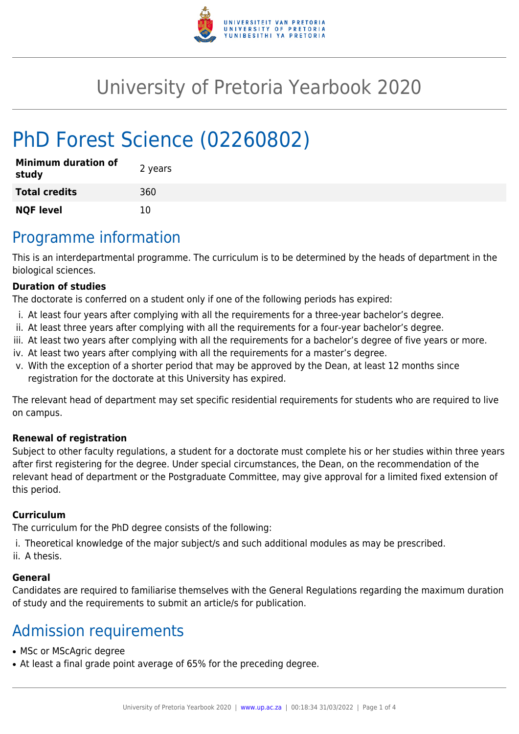# University of Pretoria Yearbook 2020

# PhD Forest Science (02260802)

| | |
|---|---|
| **Minimum duration of study** | 2 years |
| **Total credits** | 360 |
| **NQF level** | 10 |

## Programme information

This is an interdepartmental programme. The curriculum is to be determined by the heads of department in the biological sciences.

**Duration of studies**

The doctorate is conferred on a student only if one of the following periods has expired:

i. At least four years after complying with all the requirements for a three-year bachelor's degree.
ii. At least three years after complying with all the requirements for a four-year bachelor's degree.
iii. At least two years after complying with all the requirements for a bachelor's degree of five years or more.
iv. At least two years after complying with all the requirements for a master's degree.
v. With the exception of a shorter period that may be approved by the Dean, at least 12 months since registration for the doctorate at this University has expired.

The relevant head of department may set specific residential requirements for students who are required to live on campus.

**Renewal of registration**

Subject to other faculty regulations, a student for a doctorate must complete his or her studies within three years after first registering for the degree. Under special circumstances, the Dean, on the recommendation of the relevant head of department or the Postgraduate Committee, may give approval for a limited fixed extension of this period.

**Curriculum**

The curriculum for the PhD degree consists of the following:

i. Theoretical knowledge of the major subject/s and such additional modules as may be prescribed.
ii. A thesis.

**General**

Candidates are required to familiarise themselves with the General Regulations regarding the maximum duration of study and the requirements to submit an article/s for publication.

## Admission requirements

- MSc or MScAgric degree
- At least a final grade point average of 65% for the preceding degree.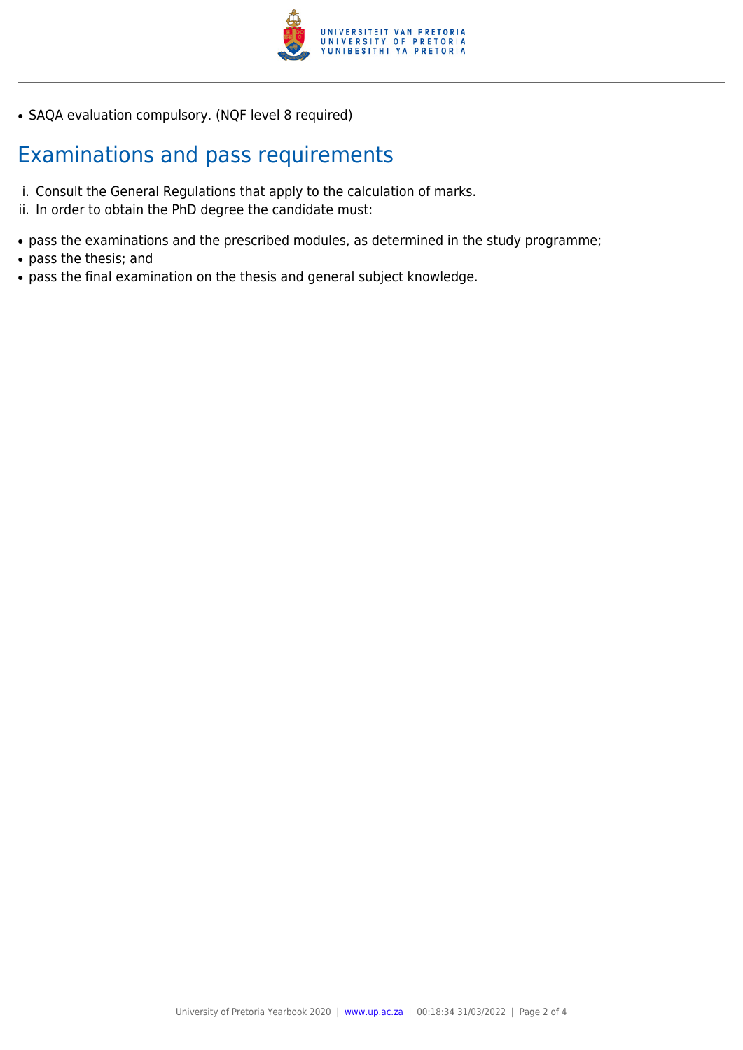- SAQA evaluation compulsory. (NQF level 8 required)

## Examinations and pass requirements

i. Consult the General Regulations that apply to the calculation of marks.
ii. In order to obtain the PhD degree the candidate must:

- pass the examinations and the prescribed modules, as determined in the study programme;
- pass the thesis; and
- pass the final examination on the thesis and general subject knowledge.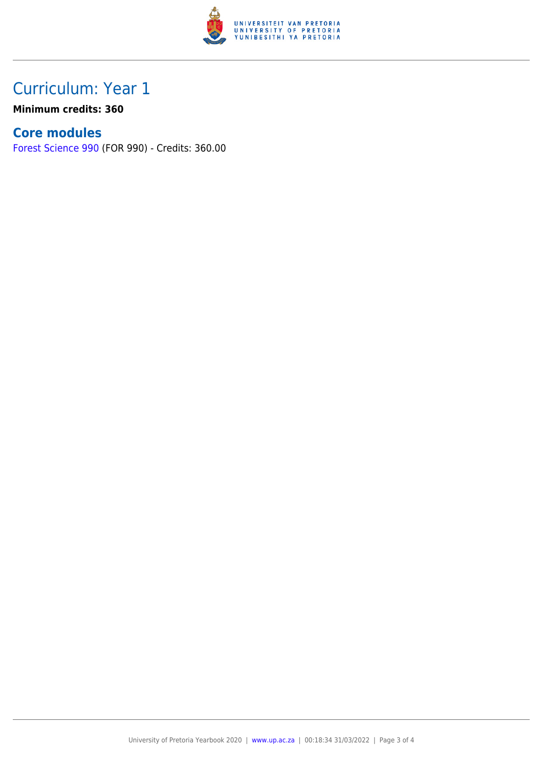# Curriculum: Year 1

**Minimum credits: 360**

## Core modules

Forest Science 990 (FOR 990) - Credits: 360.00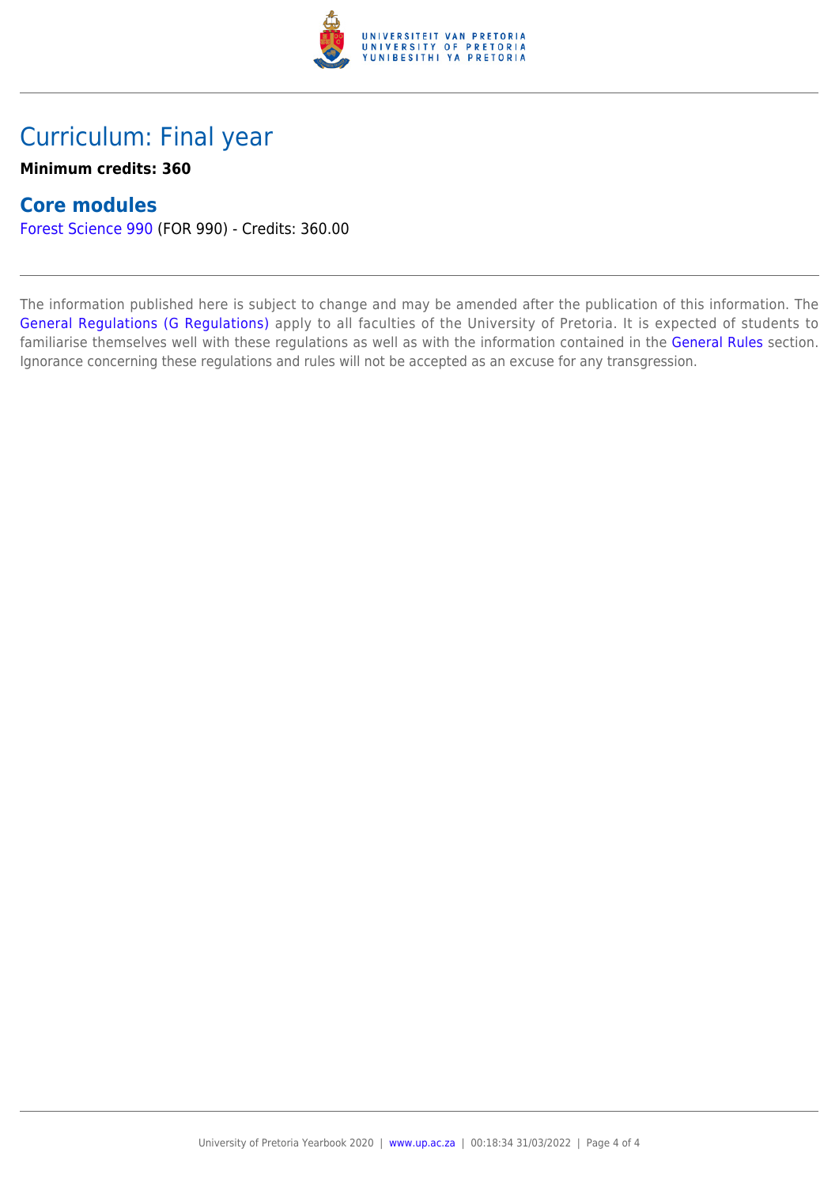# Curriculum: Final year

**Minimum credits: 360**

## Core modules

Forest Science 990 (FOR 990) - Credits: 360.00

The information published here is subject to change and may be amended after the publication of this information. The General Regulations (G Regulations) apply to all faculties of the University of Pretoria. It is expected of students to familiarise themselves well with these regulations as well as with the information contained in the General Rules section. Ignorance concerning these regulations and rules will not be accepted as an excuse for any transgression.